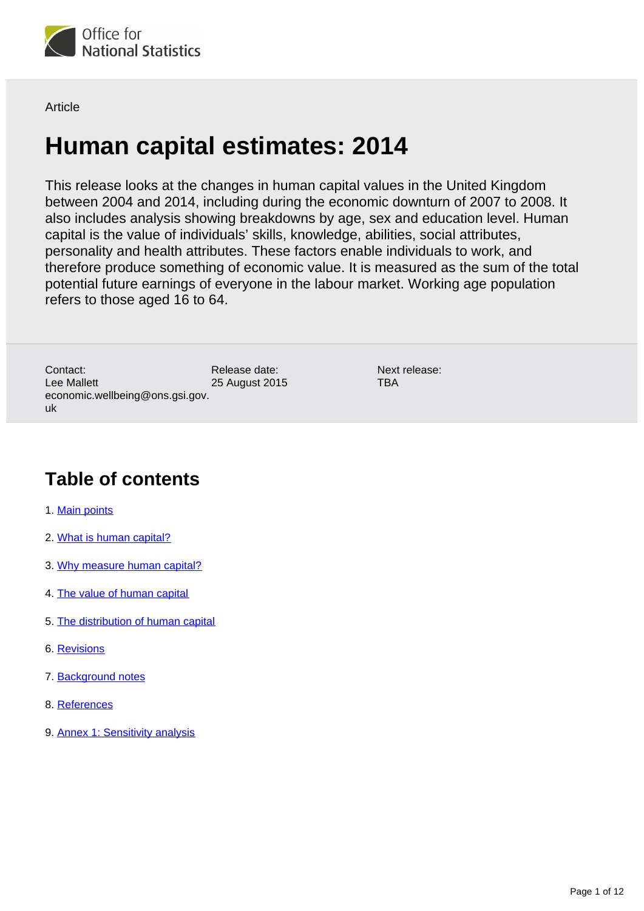Office for National Statistics

Article

# Human capital estimates: 2014

This release looks at the changes in human capital values in the United Kingdom between 2004 and 2014, including during the economic downturn of 2007 to 2008. It also includes analysis showing breakdowns by age, sex and education level. Human capital is the value of individuals' skills, knowledge, abilities, social attributes, personality and health attributes. These factors enable individuals to work, and therefore produce something of economic value. It is measured as the sum of the total potential future earnings of everyone in the labour market. Working age population refers to those aged 16 to 64.

| Contact: | Release date: | Next release: |
|---|---|---|
| Lee Mallett<br>economic.wellbeing@ons.gsi.gov.uk | 25 August 2015 | TBA |

## Table of contents

1. Main points
2. What is human capital?
3. Why measure human capital?
4. The value of human capital
5. The distribution of human capital
6. Revisions
7. Background notes
8. References
9. Annex 1: Sensitivity analysis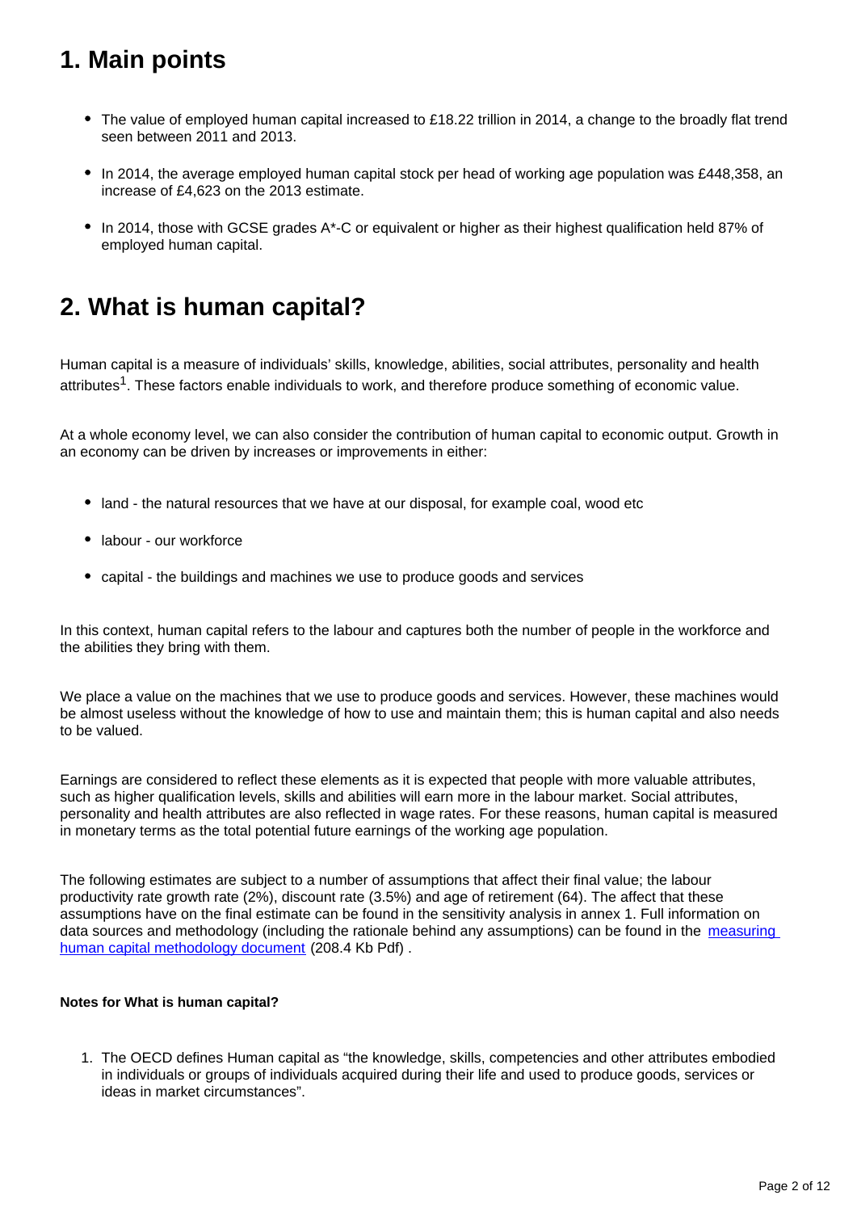## 1. Main points

- The value of employed human capital increased to £18.22 trillion in 2014, a change to the broadly flat trend seen between 2011 and 2013.
- In 2014, the average employed human capital stock per head of working age population was £448,358, an increase of £4,623 on the 2013 estimate.
- In 2014, those with GCSE grades A*-C or equivalent or higher as their highest qualification held 87% of employed human capital.

## 2. What is human capital?

Human capital is a measure of individuals' skills, knowledge, abilities, social attributes, personality and health attributes[1]. These factors enable individuals to work, and therefore produce something of economic value.

At a whole economy level, we can also consider the contribution of human capital to economic output. Growth in an economy can be driven by increases or improvements in either:

- land - the natural resources that we have at our disposal, for example coal, wood etc
- labour - our workforce
- capital - the buildings and machines we use to produce goods and services

In this context, human capital refers to the labour and captures both the number of people in the workforce and the abilities they bring with them.

We place a value on the machines that we use to produce goods and services. However, these machines would be almost useless without the knowledge of how to use and maintain them; this is human capital and also needs to be valued.

Earnings are considered to reflect these elements as it is expected that people with more valuable attributes, such as higher qualification levels, skills and abilities will earn more in the labour market. Social attributes, personality and health attributes are also reflected in wage rates. For these reasons, human capital is measured in monetary terms as the total potential future earnings of the working age population.

The following estimates are subject to a number of assumptions that affect their final value; the labour productivity rate growth rate (2%), discount rate (3.5%) and age of retirement (64). The affect that these assumptions have on the final estimate can be found in the sensitivity analysis in annex 1. Full information on data sources and methodology (including the rationale behind any assumptions) can be found in the measuring human capital methodology document (208.4 Kb Pdf) .

**Notes for What is human capital?**

1. The OECD defines Human capital as "the knowledge, skills, competencies and other attributes embodied in individuals or groups of individuals acquired during their life and used to produce goods, services or ideas in market circumstances".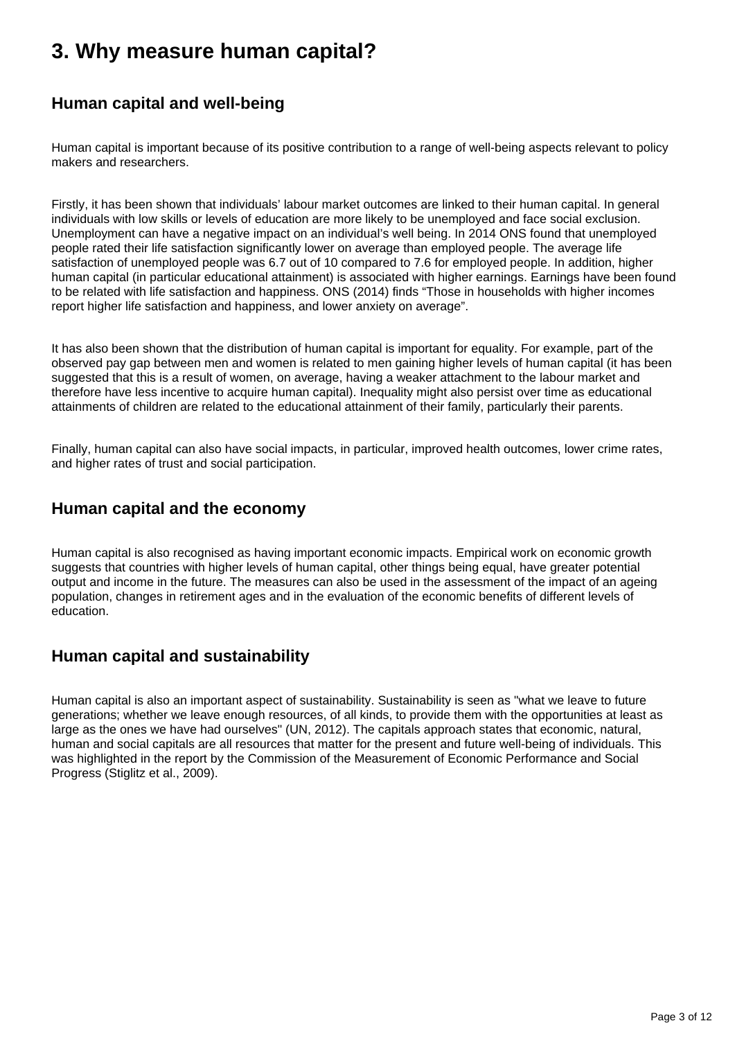## 3. Why measure human capital?

### Human capital and well-being

Human capital is important because of its positive contribution to a range of well-being aspects relevant to policy makers and researchers.

Firstly, it has been shown that individuals' labour market outcomes are linked to their human capital. In general individuals with low skills or levels of education are more likely to be unemployed and face social exclusion. Unemployment can have a negative impact on an individual's well being. In 2014 ONS found that unemployed people rated their life satisfaction significantly lower on average than employed people. The average life satisfaction of unemployed people was 6.7 out of 10 compared to 7.6 for employed people. In addition, higher human capital (in particular educational attainment) is associated with higher earnings. Earnings have been found to be related with life satisfaction and happiness. ONS (2014) finds "Those in households with higher incomes report higher life satisfaction and happiness, and lower anxiety on average".

It has also been shown that the distribution of human capital is important for equality. For example, part of the observed pay gap between men and women is related to men gaining higher levels of human capital (it has been suggested that this is a result of women, on average, having a weaker attachment to the labour market and therefore have less incentive to acquire human capital). Inequality might also persist over time as educational attainments of children are related to the educational attainment of their family, particularly their parents.

Finally, human capital can also have social impacts, in particular, improved health outcomes, lower crime rates, and higher rates of trust and social participation.

### Human capital and the economy

Human capital is also recognised as having important economic impacts. Empirical work on economic growth suggests that countries with higher levels of human capital, other things being equal, have greater potential output and income in the future. The measures can also be used in the assessment of the impact of an ageing population, changes in retirement ages and in the evaluation of the economic benefits of different levels of education.

### Human capital and sustainability

Human capital is also an important aspect of sustainability. Sustainability is seen as "what we leave to future generations; whether we leave enough resources, of all kinds, to provide them with the opportunities at least as large as the ones we have had ourselves" (UN, 2012). The capitals approach states that economic, natural, human and social capitals are all resources that matter for the present and future well-being of individuals. This was highlighted in the report by the Commission of the Measurement of Economic Performance and Social Progress (Stiglitz et al., 2009).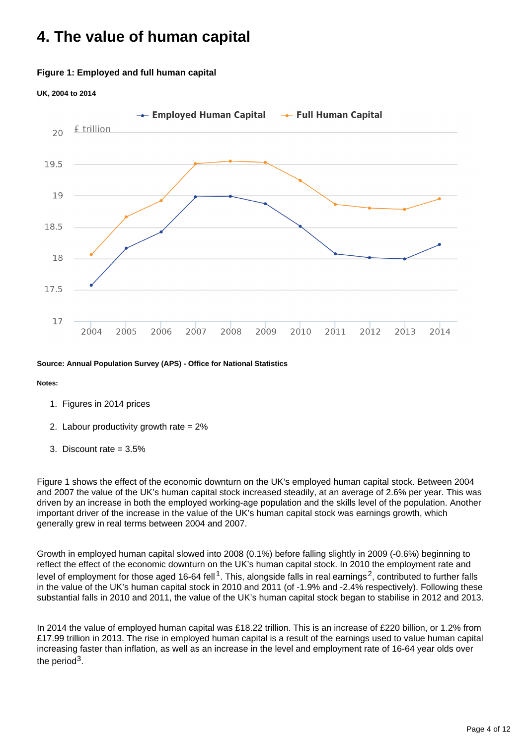# 4. The value of human capital

**Figure 1: Employed and full human capital**

**UK, 2004 to 2014**

**Source: Annual Population Survey (APS) - Office for National Statistics**

**Notes:**

1. Figures in 2014 prices
2. Labour productivity growth rate = 2%
3. Discount rate = 3.5%

Figure 1 shows the effect of the economic downturn on the UK's employed human capital stock. Between 2004 and 2007 the value of the UK's human capital stock increased steadily, at an average of 2.6% per year. This was driven by an increase in both the employed working-age population and the skills level of the population. Another important driver of the increase in the value of the UK's human capital stock was earnings growth, which generally grew in real terms between 2004 and 2007.

Growth in employed human capital slowed into 2008 (0.1%) before falling slightly in 2009 (-0.6%) beginning to reflect the effect of the economic downturn on the UK's human capital stock. In 2010 the employment rate and level of employment for those aged 16-64 fell[1]. This, alongside falls in real earnings[2], contributed to further falls in the value of the UK's human capital stock in 2010 and 2011 (of -1.9% and -2.4% respectively). Following these substantial falls in 2010 and 2011, the value of the UK's human capital stock began to stabilise in 2012 and 2013.

In 2014 the value of employed human capital was £18.22 trillion. This is an increase of £220 billion, or 1.2% from £17.99 trillion in 2013. The rise in employed human capital is a result of the earnings used to value human capital increasing faster than inflation, as well as an increase in the level and employment rate of 16-64 year olds over the period[3].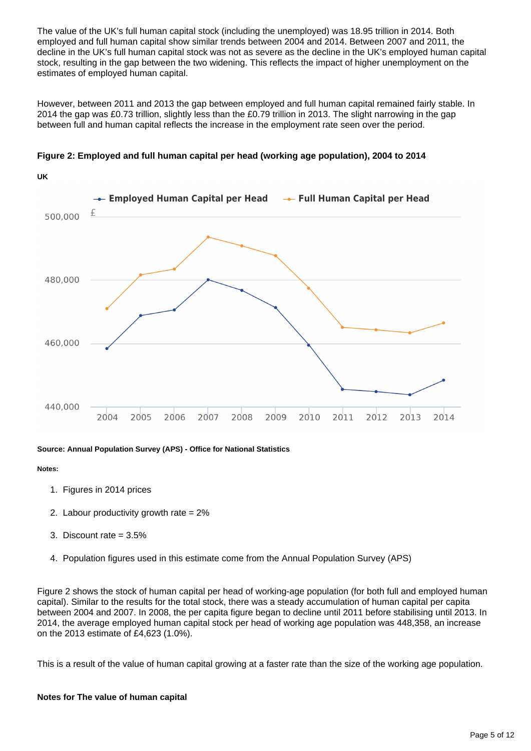The value of the UK's full human capital stock (including the unemployed) was 18.95 trillion in 2014. Both employed and full human capital show similar trends between 2004 and 2014. Between 2007 and 2011, the decline in the UK's full human capital stock was not as severe as the decline in the UK's employed human capital stock, resulting in the gap between the two widening. This reflects the impact of higher unemployment on the estimates of employed human capital.

However, between 2011 and 2013 the gap between employed and full human capital remained fairly stable. In 2014 the gap was £0.73 trillion, slightly less than the £0.79 trillion in 2013. The slight narrowing in the gap between full and human capital reflects the increase in the employment rate seen over the period.

**Figure 2: Employed and full human capital per head (working age population), 2004 to 2014**

**UK**

**Source: Annual Population Survey (APS) - Office for National Statistics**

**Notes:**

1. Figures in 2014 prices
2. Labour productivity growth rate = 2%
3. Discount rate = 3.5%
4. Population figures used in this estimate come from the Annual Population Survey (APS)

Figure 2 shows the stock of human capital per head of working-age population (for both full and employed human capital). Similar to the results for the total stock, there was a steady accumulation of human capital per capita between 2004 and 2007. In 2008, the per capita figure began to decline until 2011 before stabilising until 2013. In 2014, the average employed human capital stock per head of working age population was 448,358, an increase on the 2013 estimate of £4,623 (1.0%).

This is a result of the value of human capital growing at a faster rate than the size of the working age population.

**Notes for The value of human capital**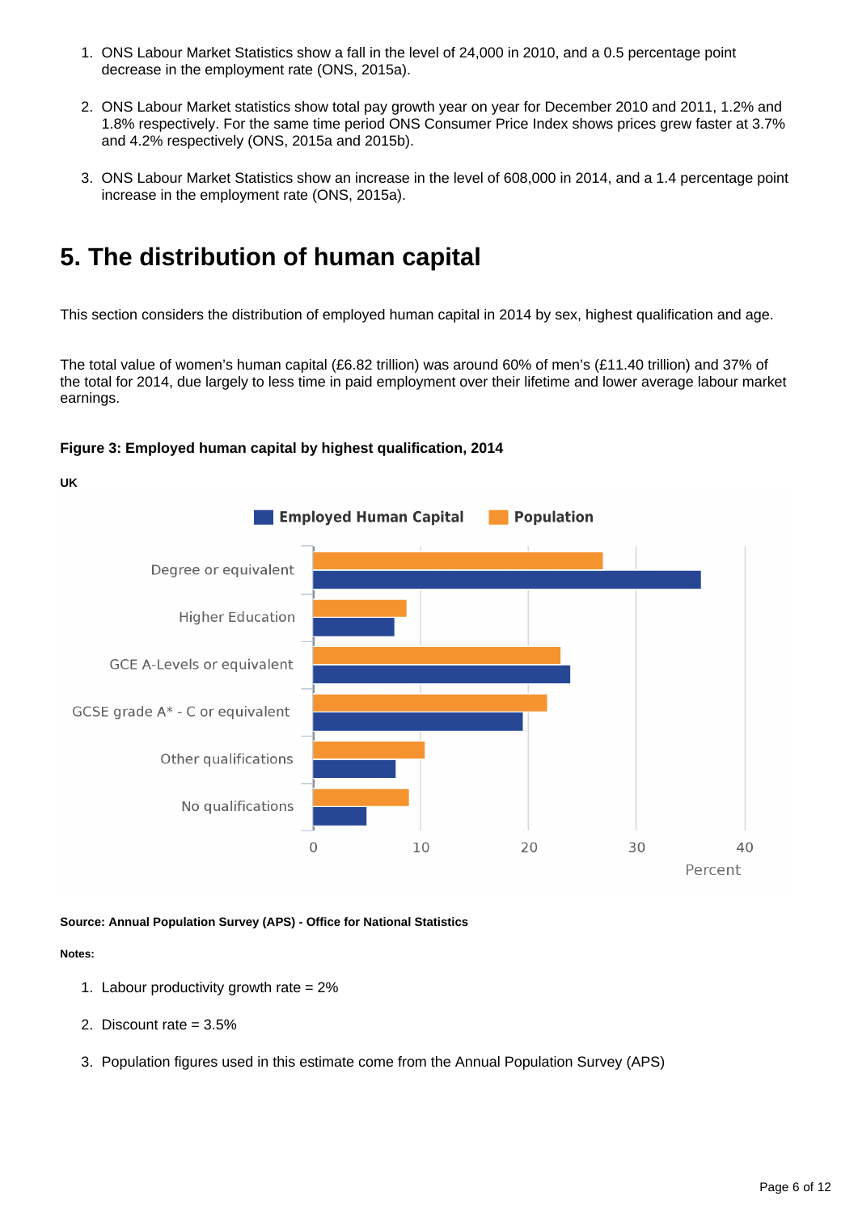1. ONS Labour Market Statistics show a fall in the level of 24,000 in 2010, and a 0.5 percentage point decrease in the employment rate (ONS, 2015a).

2. ONS Labour Market statistics show total pay growth year on year for December 2010 and 2011, 1.2% and 1.8% respectively. For the same time period ONS Consumer Price Index shows prices grew faster at 3.7% and 4.2% respectively (ONS, 2015a and 2015b).

3. ONS Labour Market Statistics show an increase in the level of 608,000 in 2014, and a 1.4 percentage point increase in the employment rate (ONS, 2015a).

## 5. The distribution of human capital

This section considers the distribution of employed human capital in 2014 by sex, highest qualification and age.

The total value of women's human capital (£6.82 trillion) was around 60% of men's (£11.40 trillion) and 37% of the total for 2014, due largely to less time in paid employment over their lifetime and lower average labour market earnings.

**Figure 3: Employed human capital by highest qualification, 2014**

**UK**

Employed Human Capital | Population

Degree or equivalent
Higher Education
GCE A-Levels or equivalent
GCSE grade A* - C or equivalent
Other qualifications
No qualifications

0 10 20 30 40
Percent

**Source: Annual Population Survey (APS) - Office for National Statistics**

**Notes:**

1. Labour productivity growth rate = 2%

2. Discount rate = 3.5%

3. Population figures used in this estimate come from the Annual Population Survey (APS)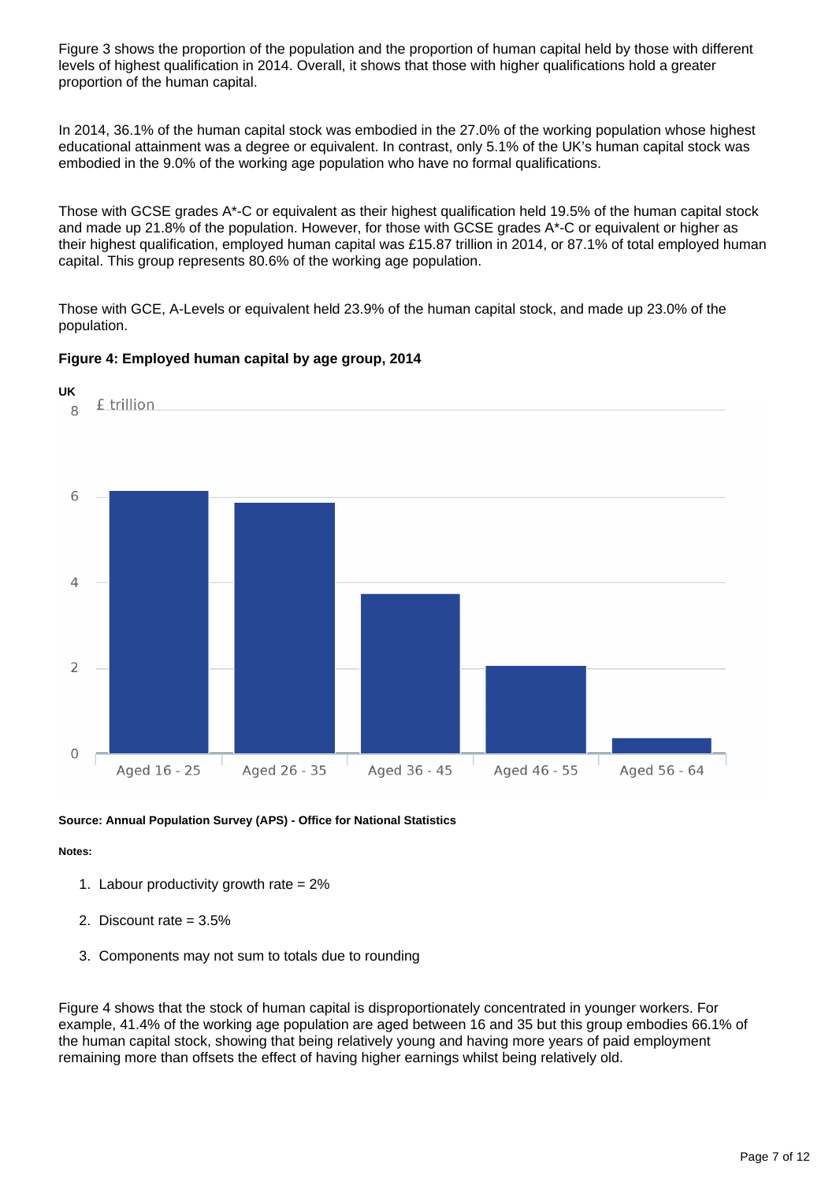Figure 3 shows the proportion of the population and the proportion of human capital held by those with different levels of highest qualification in 2014. Overall, it shows that those with higher qualifications hold a greater proportion of the human capital.

In 2014, 36.1% of the human capital stock was embodied in the 27.0% of the working population whose highest educational attainment was a degree or equivalent. In contrast, only 5.1% of the UK's human capital stock was embodied in the 9.0% of the working age population who have no formal qualifications.

Those with GCSE grades A*-C or equivalent as their highest qualification held 19.5% of the human capital stock and made up 21.8% of the population. However, for those with GCSE grades A*-C or equivalent or higher as their highest qualification, employed human capital was £15.87 trillion in 2014, or 87.1% of total employed human capital. This group represents 80.6% of the working age population.

Those with GCE, A-Levels or equivalent held 23.9% of the human capital stock, and made up 23.0% of the population.

**Figure 4: Employed human capital by age group, 2014**

**UK**

£ trillion

| Age group | £ trillion (approx.) |
|---|---|
| Aged 16 - 25 | 6.1 |
| Aged 26 - 35 | 5.8 |
| Aged 36 - 45 | 3.7 |
| Aged 46 - 55 | 2.0 |
| Aged 56 - 64 | 0.3 |

**Source: Annual Population Survey (APS) - Office for National Statistics**

**Notes:**

1. Labour productivity growth rate = 2%
2. Discount rate = 3.5%
3. Components may not sum to totals due to rounding

Figure 4 shows that the stock of human capital is disproportionately concentrated in younger workers. For example, 41.4% of the working age population are aged between 16 and 35 but this group embodies 66.1% of the human capital stock, showing that being relatively young and having more years of paid employment remaining more than offsets the effect of having higher earnings whilst being relatively old.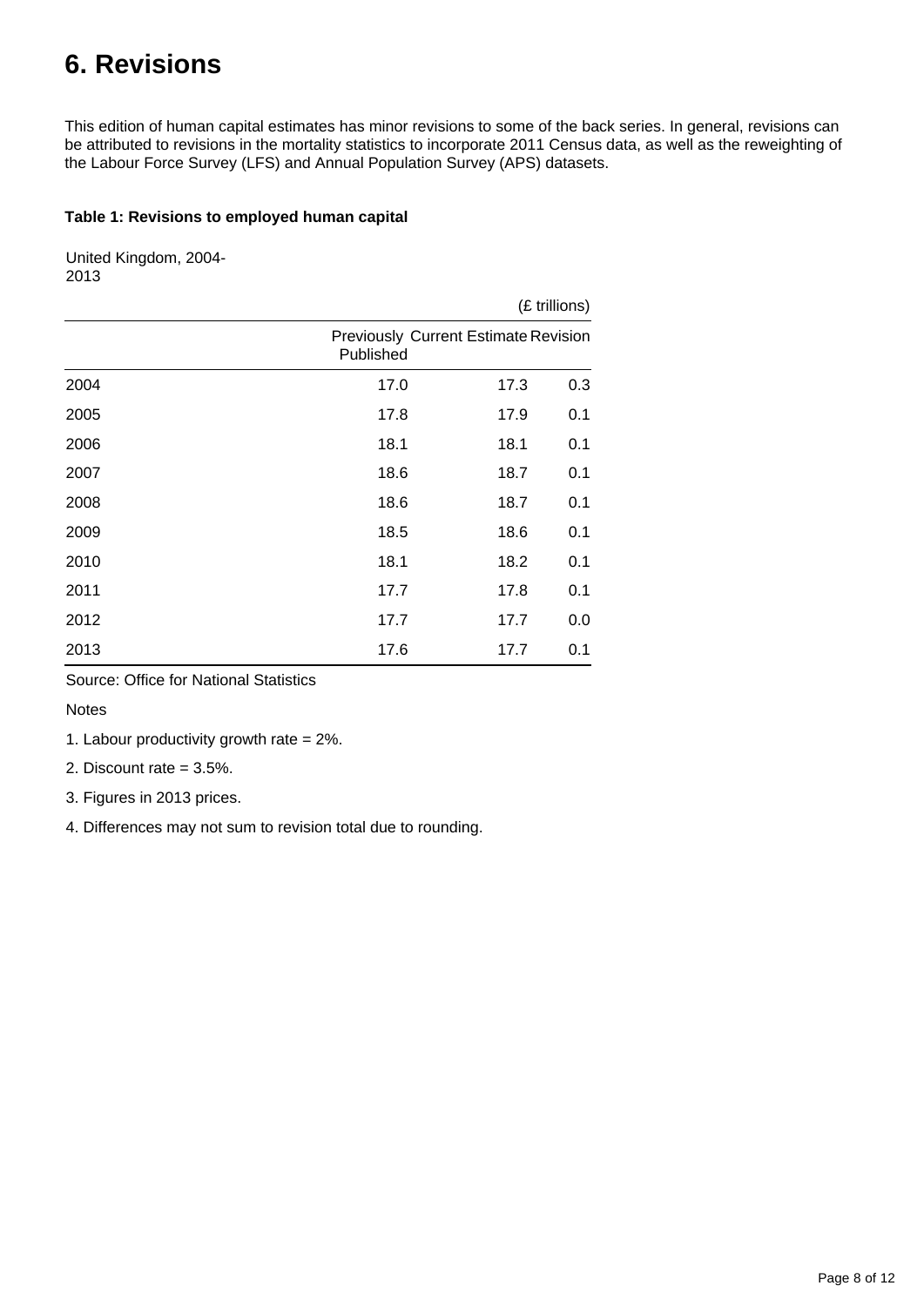# 6. Revisions

This edition of human capital estimates has minor revisions to some of the back series. In general, revisions can be attributed to revisions in the mortality statistics to incorporate 2011 Census data, as well as the reweighting of the Labour Force Survey (LFS) and Annual Population Survey (APS) datasets.

**Table 1: Revisions to employed human capital**

United Kingdom, 2004-2013

(£ trillions)

| | Previously Published | Current Estimate | Revision |
|---|---|---|---|
| 2004 | 17.0 | 17.3 | 0.3 |
| 2005 | 17.8 | 17.9 | 0.1 |
| 2006 | 18.1 | 18.1 | 0.1 |
| 2007 | 18.6 | 18.7 | 0.1 |
| 2008 | 18.6 | 18.7 | 0.1 |
| 2009 | 18.5 | 18.6 | 0.1 |
| 2010 | 18.1 | 18.2 | 0.1 |
| 2011 | 17.7 | 17.8 | 0.1 |
| 2012 | 17.7 | 17.7 | 0.0 |
| 2013 | 17.6 | 17.7 | 0.1 |

Source: Office for National Statistics

Notes

1. Labour productivity growth rate = 2%.

2. Discount rate = 3.5%.

3. Figures in 2013 prices.

4. Differences may not sum to revision total due to rounding.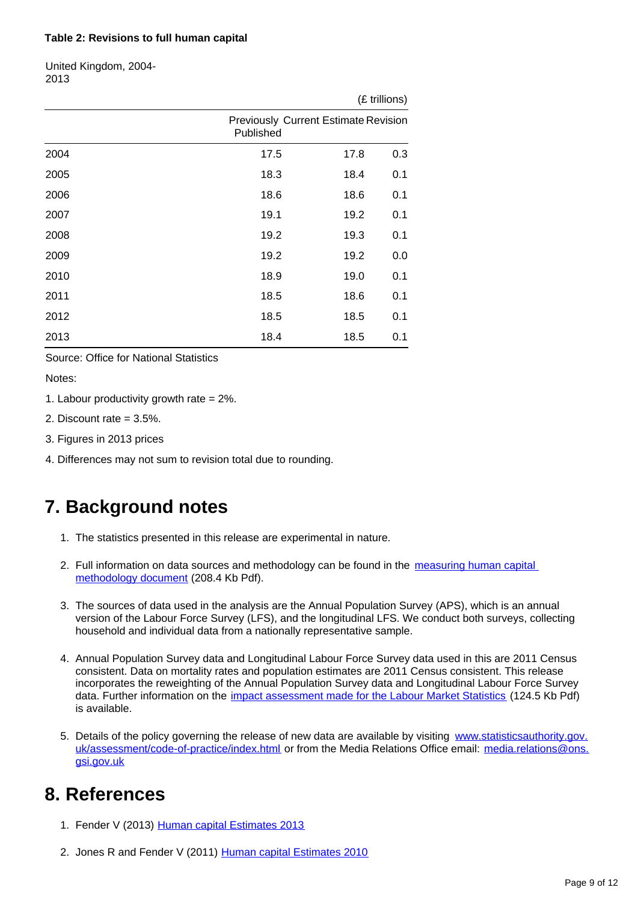**Table 2: Revisions to full human capital**

United Kingdom, 2004-2013

(£ trillions)

| | Previously Published | Current Estimate | Revision |
|---|---|---|---|
| 2004 | 17.5 | 17.8 | 0.3 |
| 2005 | 18.3 | 18.4 | 0.1 |
| 2006 | 18.6 | 18.6 | 0.1 |
| 2007 | 19.1 | 19.2 | 0.1 |
| 2008 | 19.2 | 19.3 | 0.1 |
| 2009 | 19.2 | 19.2 | 0.0 |
| 2010 | 18.9 | 19.0 | 0.1 |
| 2011 | 18.5 | 18.6 | 0.1 |
| 2012 | 18.5 | 18.5 | 0.1 |
| 2013 | 18.4 | 18.5 | 0.1 |

Source: Office for National Statistics

Notes:

1. Labour productivity growth rate = 2%.

2. Discount rate = 3.5%.

3. Figures in 2013 prices

4. Differences may not sum to revision total due to rounding.

## 7. Background notes

1. The statistics presented in this release are experimental in nature.

2. Full information on data sources and methodology can be found in the measuring human capital methodology document (208.4 Kb Pdf).

3. The sources of data used in the analysis are the Annual Population Survey (APS), which is an annual version of the Labour Force Survey (LFS), and the longitudinal LFS. We conduct both surveys, collecting household and individual data from a nationally representative sample.

4. Annual Population Survey data and Longitudinal Labour Force Survey data used in this are 2011 Census consistent. Data on mortality rates and population estimates are 2011 Census consistent. This release incorporates the reweighting of the Annual Population Survey data and Longitudinal Labour Force Survey data. Further information on the impact assessment made for the Labour Market Statistics (124.5 Kb Pdf) is available.

5. Details of the policy governing the release of new data are available by visiting www.statisticsauthority.gov.uk/assessment/code-of-practice/index.html or from the Media Relations Office email: media.relations@ons.gsi.gov.uk

## 8. References

1. Fender V (2013) Human capital Estimates 2013

2. Jones R and Fender V (2011) Human capital Estimates 2010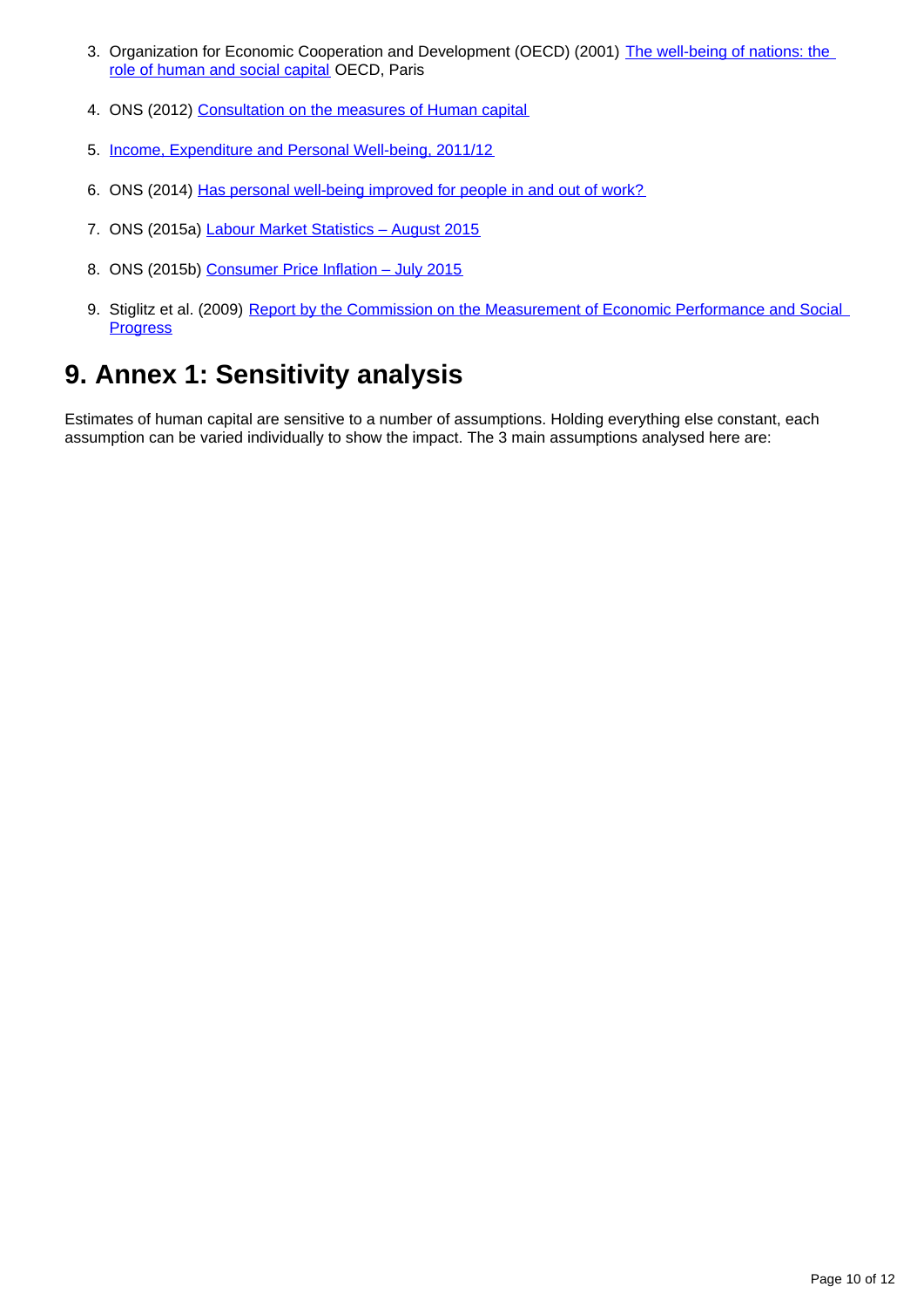3. Organization for Economic Cooperation and Development (OECD) (2001) The well-being of nations: the role of human and social capital OECD, Paris

4. ONS (2012) Consultation on the measures of Human capital

5. Income, Expenditure and Personal Well-being, 2011/12

6. ONS (2014) Has personal well-being improved for people in and out of work?

7. ONS (2015a) Labour Market Statistics – August 2015

8. ONS (2015b) Consumer Price Inflation – July 2015

9. Stiglitz et al. (2009) Report by the Commission on the Measurement of Economic Performance and Social Progress

## 9. Annex 1: Sensitivity analysis

Estimates of human capital are sensitive to a number of assumptions. Holding everything else constant, each assumption can be varied individually to show the impact. The 3 main assumptions analysed here are: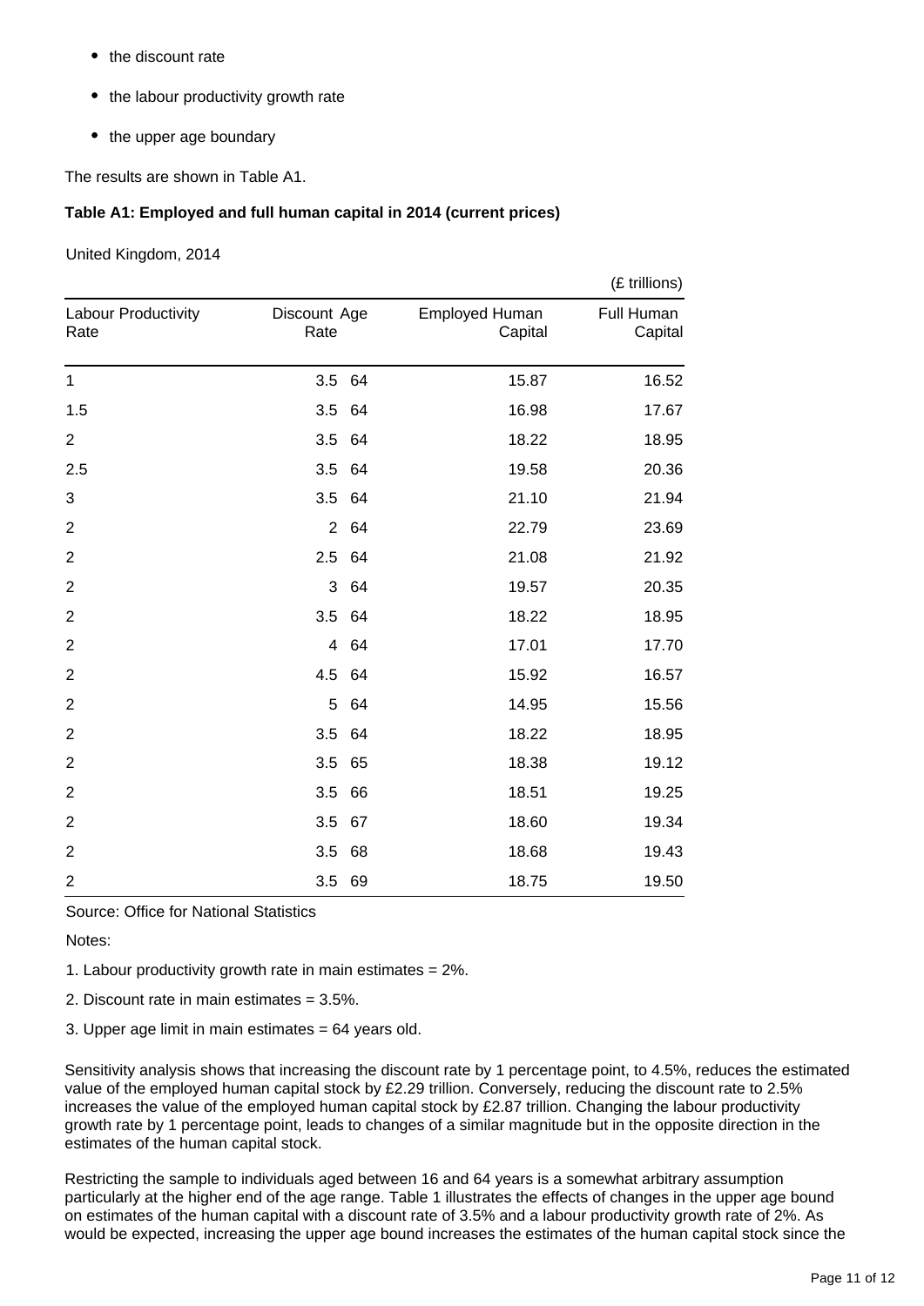- the discount rate
- the labour productivity growth rate
- the upper age boundary

The results are shown in Table A1.

**Table A1: Employed and full human capital in 2014 (current prices)**

United Kingdom, 2014

(£ trillions)

| Labour Productivity Rate | Discount Rate | Age | Employed Human Capital | Full Human Capital |
|---|---|---|---|---|
| 1 | 3.5 | 64 | 15.87 | 16.52 |
| 1.5 | 3.5 | 64 | 16.98 | 17.67 |
| 2 | 3.5 | 64 | 18.22 | 18.95 |
| 2.5 | 3.5 | 64 | 19.58 | 20.36 |
| 3 | 3.5 | 64 | 21.10 | 21.94 |
| 2 | 2 | 64 | 22.79 | 23.69 |
| 2 | 2.5 | 64 | 21.08 | 21.92 |
| 2 | 3 | 64 | 19.57 | 20.35 |
| 2 | 3.5 | 64 | 18.22 | 18.95 |
| 2 | 4 | 64 | 17.01 | 17.70 |
| 2 | 4.5 | 64 | 15.92 | 16.57 |
| 2 | 5 | 64 | 14.95 | 15.56 |
| 2 | 3.5 | 64 | 18.22 | 18.95 |
| 2 | 3.5 | 65 | 18.38 | 19.12 |
| 2 | 3.5 | 66 | 18.51 | 19.25 |
| 2 | 3.5 | 67 | 18.60 | 19.34 |
| 2 | 3.5 | 68 | 18.68 | 19.43 |
| 2 | 3.5 | 69 | 18.75 | 19.50 |

Source: Office for National Statistics

Notes:

1. Labour productivity growth rate in main estimates = 2%.

2. Discount rate in main estimates = 3.5%.

3. Upper age limit in main estimates = 64 years old.

Sensitivity analysis shows that increasing the discount rate by 1 percentage point, to 4.5%, reduces the estimated value of the employed human capital stock by £2.29 trillion. Conversely, reducing the discount rate to 2.5% increases the value of the employed human capital stock by £2.87 trillion. Changing the labour productivity growth rate by 1 percentage point, leads to changes of a similar magnitude but in the opposite direction in the estimates of the human capital stock.

Restricting the sample to individuals aged between 16 and 64 years is a somewhat arbitrary assumption particularly at the higher end of the age range. Table 1 illustrates the effects of changes in the upper age bound on estimates of the human capital with a discount rate of 3.5% and a labour productivity growth rate of 2%. As would be expected, increasing the upper age bound increases the estimates of the human capital stock since the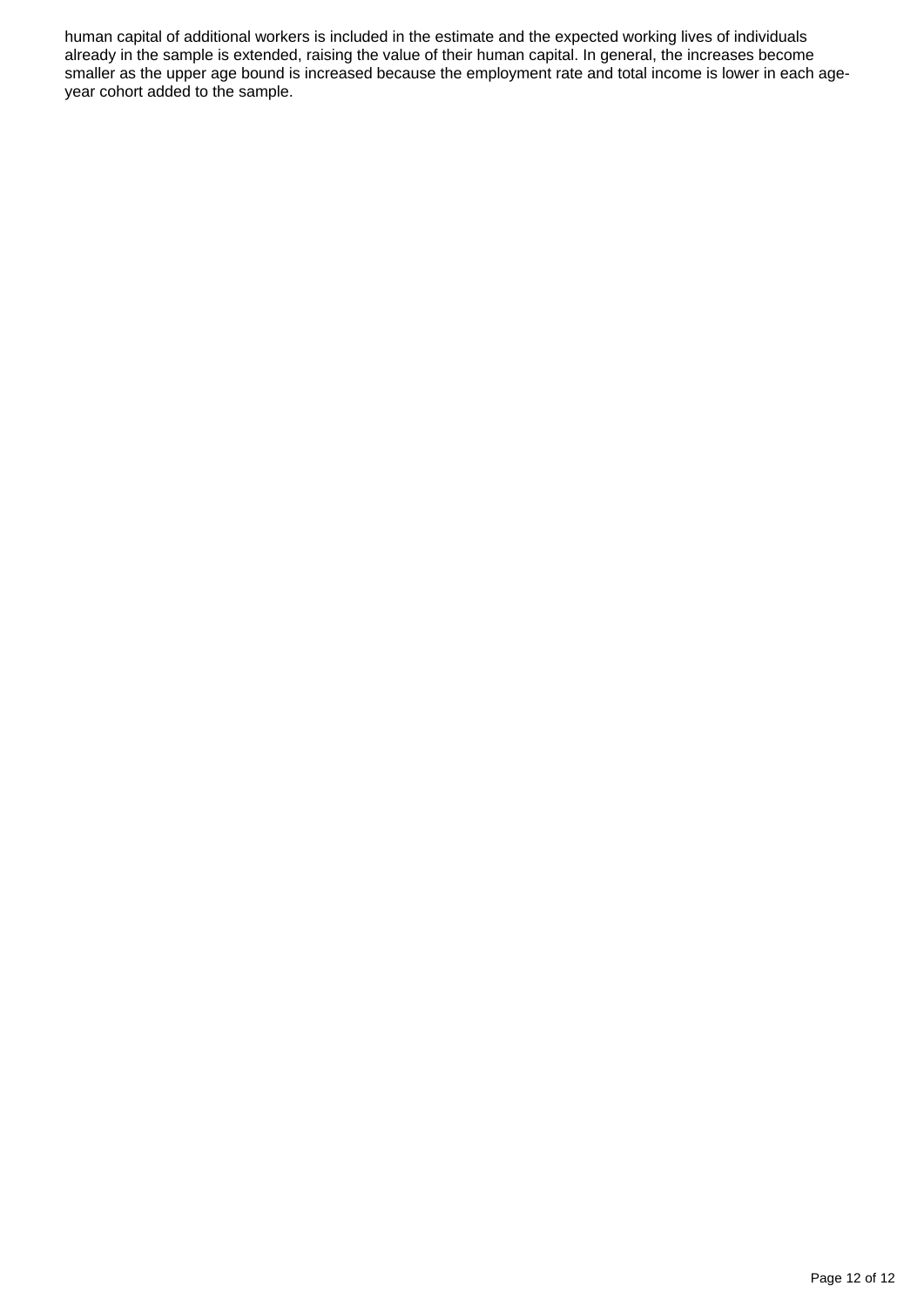human capital of additional workers is included in the estimate and the expected working lives of individuals already in the sample is extended, raising the value of their human capital. In general, the increases become smaller as the upper age bound is increased because the employment rate and total income is lower in each age-year cohort added to the sample.